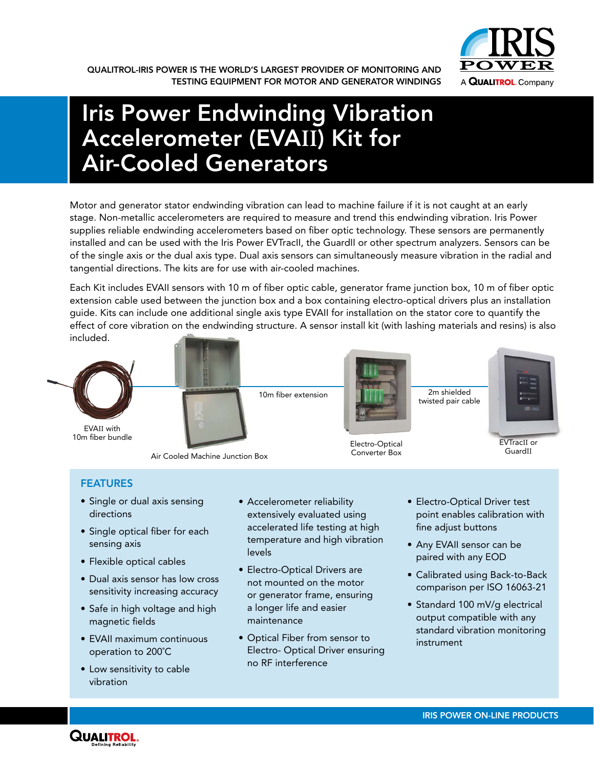QUALITROL-IRIS POWER IS THE WORLD'S LARGEST PROVIDER OF MONITORING AND TESTING EQUIPMENT FOR MOTOR AND GENERATOR WINDINGS

# Iris Power Endwinding Vibration Accelerometer (EVAII) Kit for Air-Cooled Generators

Motor and generator stator endwinding vibration can lead to machine failure if it is not caught at an early stage. Non-metallic accelerometers are required to measure and trend this endwinding vibration. Iris Power supplies reliable endwinding accelerometers based on fiber optic technology. These sensors are permanently installed and can be used with the Iris Power EVTracII, the GuardII or other spectrum analyzers. Sensors can be of the single axis or the dual axis type. Dual axis sensors can simultaneously measure vibration in the radial and tangential directions. The kits are for use with air-cooled machines.

Each Kit includes EVAII sensors with 10 m of fiber optic cable, generator frame junction box, 10 m of fiber optic extension cable used between the junction box and a box containing electro-optical drivers plus an installation guide. Kits can include one additional single axis type EVAII for installation on the stator core to quantify the effect of core vibration on the endwinding structure. A sensor install kit (with lashing materials and resins) is also included.

EVAII with 10m fiber bundle

Air Cooled Machine Junction Box

10m fiber extension

Electro-Optical Converter Box

2m shielded twisted pair cable

EVTracII or GuardII

## FEATURES

- Single or dual axis sensing directions
- Single optical fiber for each sensing axis
- Flexible optical cables
- Dual axis sensor has low cross sensitivity increasing accuracy
- Safe in high voltage and high magnetic fields
- EVAII maximum continuous operation to 200˚C
- Low sensitivity to cable vibration
- Accelerometer reliability extensively evaluated using accelerated life testing at high temperature and high vibration levels
- Electro-Optical Drivers are not mounted on the motor or generator frame, ensuring a longer life and easier maintenance
- Optical Fiber from sensor to Electro- Optical Driver ensuring no RF interference
- Electro-Optical Driver test point enables calibration with fine adjust buttons
- Any EVAII sensor can be paired with any EOD
- Calibrated using Back-to-Back comparison per ISO 16063-21
- Standard 100 mV/g electrical output compatible with any standard vibration monitoring instrument

IRIS POWER ON-LINE PRODUCTS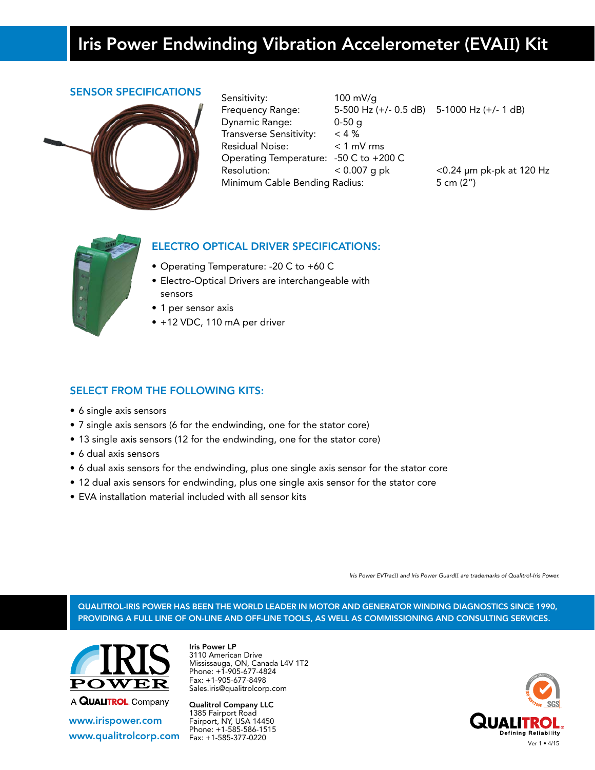# Iris Power Endwinding Vibration Accelerometer (EVAII) Kit

## SENSOR SPECIFICATIONS

| | | |
|---|---|---|
| Sensitivity: | 100 mV/g | |
| Frequency Range: | 5-500 Hz (+/- 0.5 dB) | 5-1000 Hz (+/- 1 dB) |
| Dynamic Range: | 0-50 g | |
| Transverse Sensitivity: | < 4 % | |
| Residual Noise: | < 1 mV rms | |
| Operating Temperature: | -50 C to +200 C | |
| Resolution: | < 0.007 g pk | <0.24 µm pk-pk at 120 Hz |
| Minimum Cable Bending Radius: | | 5 cm (2") |

## ELECTRO OPTICAL DRIVER SPECIFICATIONS:

- Operating Temperature: -20 C to +60 C
- Electro-Optical Drivers are interchangeable with sensors
- 1 per sensor axis
- +12 VDC, 110 mA per driver

## SELECT FROM THE FOLLOWING KITS:

- 6 single axis sensors
- 7 single axis sensors (6 for the endwinding, one for the stator core)
- 13 single axis sensors (12 for the endwinding, one for the stator core)
- 6 dual axis sensors
- 6 dual axis sensors for the endwinding, plus one single axis sensor for the stator core
- 12 dual axis sensors for endwinding, plus one single axis sensor for the stator core
- EVA installation material included with all sensor kits

*Iris Power EVTracII and Iris Power GuardII are trademarks of Qualitrol-Iris Power.*

**QUALITROL-IRIS POWER HAS BEEN THE WORLD LEADER IN MOTOR AND GENERATOR WINDING DIAGNOSTICS SINCE 1990, PROVIDING A FULL LINE OF ON-LINE AND OFF-LINE TOOLS, AS WELL AS COMMISSIONING AND CONSULTING SERVICES.**

IRIS POWER
A QUALITROL Company

www.irispower.com
www.qualitrolcorp.com

**Iris Power LP**
3110 American Drive
Mississauga, ON, Canada L4V 1T2
Phone: +1-905-677-4824
Fax: +1-905-677-8498
Sales.iris@qualitrolcorp.com

**Qualitrol Company LLC**
1385 Fairport Road
Fairport, NY, USA 14450
Phone: +1-585-586-1515
Fax: +1-585-377-0220

QUALITROL® Defining Reliability

Ver 1 • 4/15